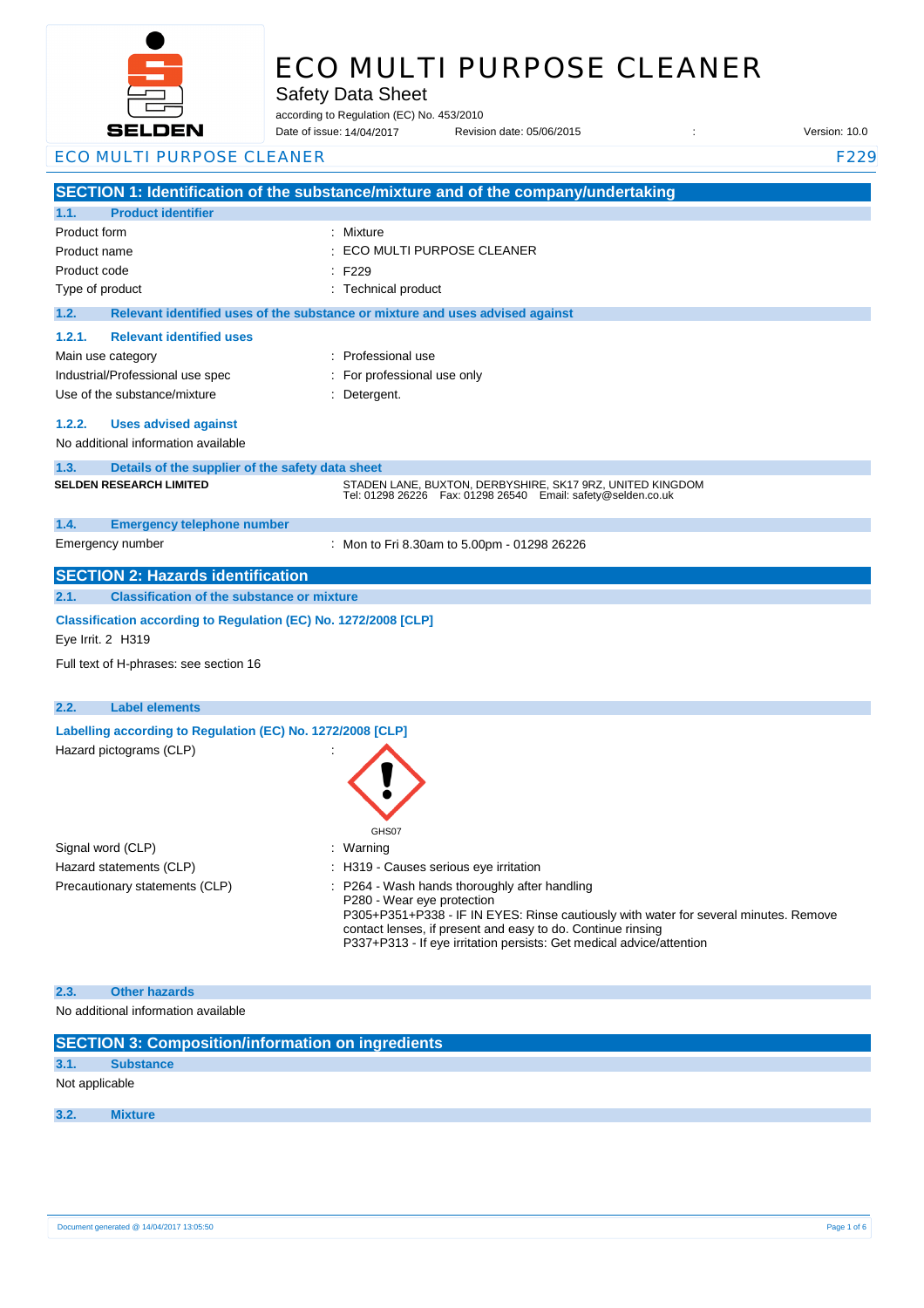# ECO MULTI PURPOSE CLEANER

Safety Data Sheet

according to Regulation (EC) No. 453/2010

Date of issue: 14/04/2017 Revision date: 05/06/2015 : Version: 10.0

ECO MULTI PURPOSE CLEANER F229

## SECTION 1: Identification of the substance/mixture and of the company/undertaking

### 1.1. Product identifier

| | |
|---|---|
| Product form | : Mixture |
| Product name | : ECO MULTI PURPOSE CLEANER |
| Product code | : F229 |
| Type of product | : Technical product |

### 1.2. Relevant identified uses of the substance or mixture and uses advised against

#### 1.2.1. Relevant identified uses

| | |
|---|---|
| Main use category | : Professional use |
| Industrial/Professional use spec | : For professional use only |
| Use of the substance/mixture | : Detergent. |

#### 1.2.2. Uses advised against

No additional information available

### 1.3. Details of the supplier of the safety data sheet

**SELDEN RESEARCH LIMITED**

STADEN LANE, BUXTON, DERBYSHIRE, SK17 9RZ, UNITED KINGDOM
Tel: 01298 26226 Fax: 01298 26540 Email: safety@selden.co.uk

### 1.4. Emergency telephone number

| | |
|---|---|
| Emergency number | : Mon to Fri 8.30am to 5.00pm - 01298 26226 |

## SECTION 2: Hazards identification

### 2.1. Classification of the substance or mixture

**Classification according to Regulation (EC) No. 1272/2008 [CLP]**

Eye Irrit. 2 H319

Full text of H-phrases: see section 16

### 2.2. Label elements

**Labelling according to Regulation (EC) No. 1272/2008 [CLP]**

Hazard pictograms (CLP) :

GHS07

| | |
|---|---|
| Signal word (CLP) | : Warning |
| Hazard statements (CLP) | : H319 - Causes serious eye irritation |
| Precautionary statements (CLP) | : P264 - Wash hands thoroughly after handling<br>P280 - Wear eye protection<br>P305+P351+P338 - IF IN EYES: Rinse cautiously with water for several minutes. Remove contact lenses, if present and easy to do. Continue rinsing<br>P337+P313 - If eye irritation persists: Get medical advice/attention |

### 2.3. Other hazards

No additional information available

## SECTION 3: Composition/information on ingredients

### 3.1. Substance

Not applicable

### 3.2. Mixture

Document generated @ 14/04/2017 13:05:50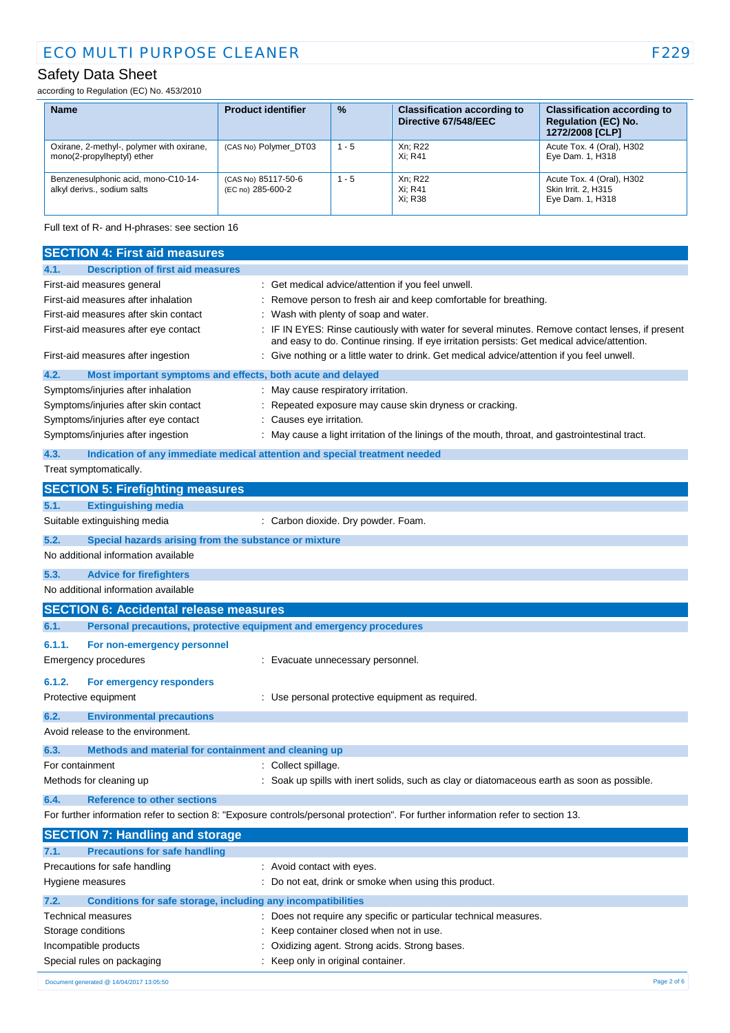| Name | Product identifier | % | Classification according to Directive 67/548/EEC | Classification according to Regulation (EC) No. 1272/2008 [CLP] |
|---|---|---|---|---|
| Oxirane, 2-methyl-, polymer with oxirane, mono(2-propylheptyl) ether | (CAS No) Polymer_DT03 | 1 - 5 | Xn; R22<br>Xi; R41 | Acute Tox. 4 (Oral), H302<br>Eye Dam. 1, H318 |
| Benzenesulphonic acid, mono-C10-14-alkyl derivs., sodium salts | (CAS No) 85117-50-6<br>(EC no) 285-600-2 | 1 - 5 | Xn; R22<br>Xi; R41<br>Xi; R38 | Acute Tox. 4 (Oral), H302<br>Skin Irrit. 2, H315<br>Eye Dam. 1, H318 |

Full text of R- and H-phrases: see section 16

## SECTION 4: First aid measures

### 4.1. Description of first aid measures

First-aid measures general : Get medical advice/attention if you feel unwell.

First-aid measures after inhalation : Remove person to fresh air and keep comfortable for breathing.

First-aid measures after skin contact : Wash with plenty of soap and water.

First-aid measures after eye contact : IF IN EYES: Rinse cautiously with water for several minutes. Remove contact lenses, if present and easy to do. Continue rinsing. If eye irritation persists: Get medical advice/attention.

First-aid measures after ingestion : Give nothing or a little water to drink. Get medical advice/attention if you feel unwell.

### 4.2. Most important symptoms and effects, both acute and delayed

Symptoms/injuries after inhalation : May cause respiratory irritation.

Symptoms/injuries after skin contact : Repeated exposure may cause skin dryness or cracking.

Symptoms/injuries after eye contact : Causes eye irritation.

Symptoms/injuries after ingestion : May cause a light irritation of the linings of the mouth, throat, and gastrointestinal tract.

### 4.3. Indication of any immediate medical attention and special treatment needed

Treat symptomatically.

## SECTION 5: Firefighting measures

### 5.1. Extinguishing media

Suitable extinguishing media : Carbon dioxide. Dry powder. Foam.

### 5.2. Special hazards arising from the substance or mixture

No additional information available

### 5.3. Advice for firefighters

No additional information available

## SECTION 6: Accidental release measures

### 6.1. Personal precautions, protective equipment and emergency procedures

#### 6.1.1. For non-emergency personnel

Emergency procedures : Evacuate unnecessary personnel.

#### 6.1.2. For emergency responders

Protective equipment : Use personal protective equipment as required.

### 6.2. Environmental precautions

Avoid release to the environment.

### 6.3. Methods and material for containment and cleaning up

For containment : Collect spillage.

Methods for cleaning up : Soak up spills with inert solids, such as clay or diatomaceous earth as soon as possible.

### 6.4. Reference to other sections

For further information refer to section 8: "Exposure controls/personal protection". For further information refer to section 13.

## SECTION 7: Handling and storage

### 7.1. Precautions for safe handling

Precautions for safe handling : Avoid contact with eyes.

Hygiene measures : Do not eat, drink or smoke when using this product.

### 7.2. Conditions for safe storage, including any incompatibilities

Technical measures : Does not require any specific or particular technical measures.

Storage conditions : Keep container closed when not in use.

Incompatible products : Oxidizing agent. Strong acids. Strong bases.

Special rules on packaging : Keep only in original container.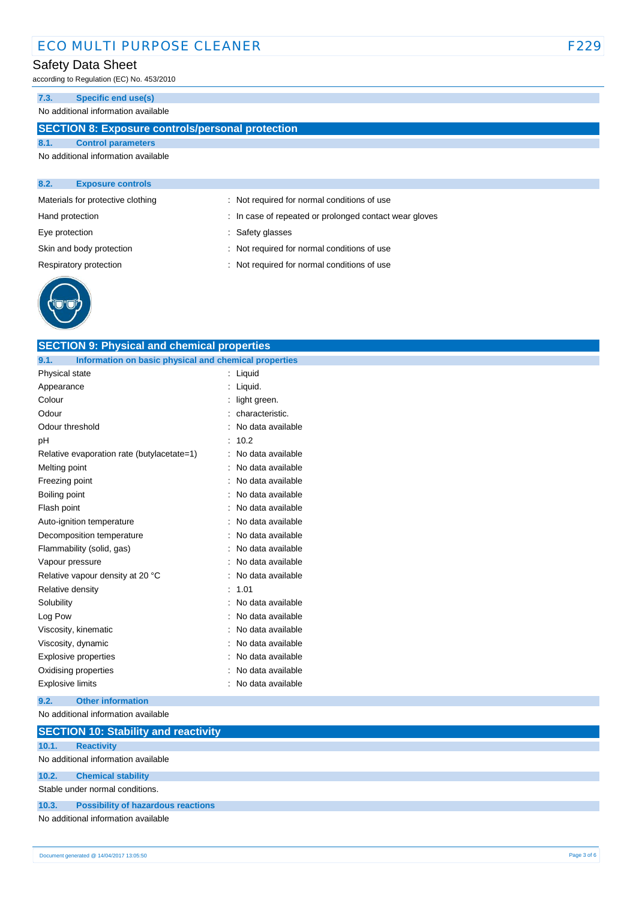#### 7.3. Specific end use(s)

No additional information available

## SECTION 8: Exposure controls/personal protection

#### 8.1. Control parameters

No additional information available

#### 8.2. Exposure controls

| | |
|---|---|
| Materials for protective clothing | : Not required for normal conditions of use |
| Hand protection | : In case of repeated or prolonged contact wear gloves |
| Eye protection | : Safety glasses |
| Skin and body protection | : Not required for normal conditions of use |
| Respiratory protection | : Not required for normal conditions of use |

## SECTION 9: Physical and chemical properties

#### 9.1. Information on basic physical and chemical properties

| | |
|---|---|
| Physical state | : Liquid |
| Appearance | : Liquid. |
| Colour | : light green. |
| Odour | : characteristic. |
| Odour threshold | : No data available |
| pH | : 10.2 |
| Relative evaporation rate (butylacetate=1) | : No data available |
| Melting point | : No data available |
| Freezing point | : No data available |
| Boiling point | : No data available |
| Flash point | : No data available |
| Auto-ignition temperature | : No data available |
| Decomposition temperature | : No data available |
| Flammability (solid, gas) | : No data available |
| Vapour pressure | : No data available |
| Relative vapour density at 20 °C | : No data available |
| Relative density | : 1.01 |
| Solubility | : No data available |
| Log Pow | : No data available |
| Viscosity, kinematic | : No data available |
| Viscosity, dynamic | : No data available |
| Explosive properties | : No data available |
| Oxidising properties | : No data available |
| Explosive limits | : No data available |

#### 9.2. Other information

No additional information available

## SECTION 10: Stability and reactivity

#### 10.1. Reactivity

No additional information available

#### 10.2. Chemical stability

Stable under normal conditions.

#### 10.3. Possibility of hazardous reactions

No additional information available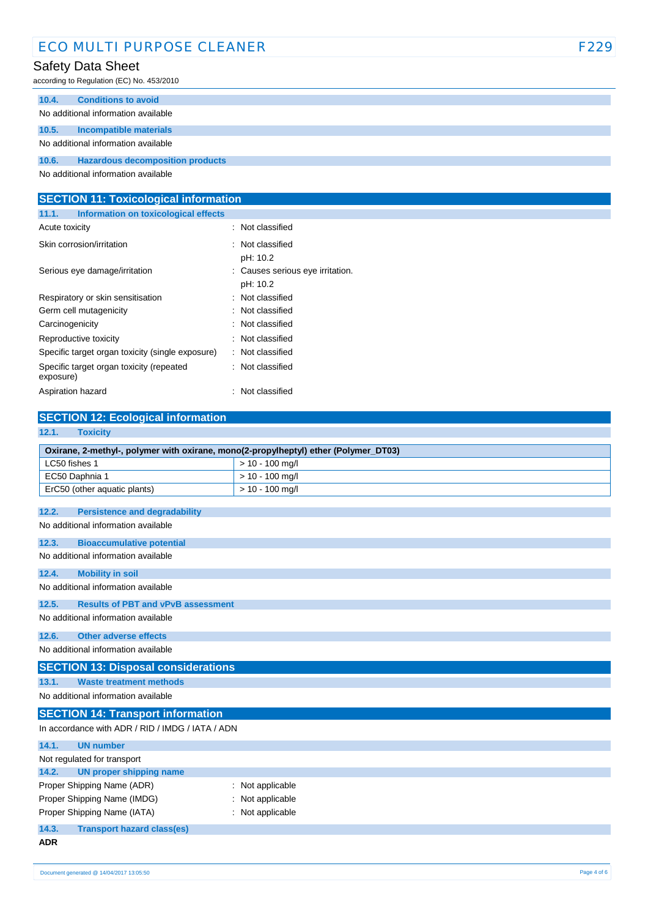### 10.4. Conditions to avoid

No additional information available

### 10.5. Incompatible materials

No additional information available

### 10.6. Hazardous decomposition products

No additional information available

## SECTION 11: Toxicological information

### 11.1. Information on toxicological effects

| | |
|---|---|
| Acute toxicity | : Not classified |
| Skin corrosion/irritation | : Not classified<br>pH: 10.2 |
| Serious eye damage/irritation | : Causes serious eye irritation.<br>pH: 10.2 |
| Respiratory or skin sensitisation | : Not classified |
| Germ cell mutagenicity | : Not classified |
| Carcinogenicity | : Not classified |
| Reproductive toxicity | : Not classified |
| Specific target organ toxicity (single exposure) | : Not classified |
| Specific target organ toxicity (repeated exposure) | : Not classified |
| Aspiration hazard | : Not classified |

## SECTION 12: Ecological information

### 12.1. Toxicity

| Oxirane, 2-methyl-, polymer with oxirane, mono(2-propylheptyl) ether (Polymer_DT03) | |
|---|---|
| LC50 fishes 1 | > 10 - 100 mg/l |
| EC50 Daphnia 1 | > 10 - 100 mg/l |
| ErC50 (other aquatic plants) | > 10 - 100 mg/l |

### 12.2. Persistence and degradability

No additional information available

### 12.3. Bioaccumulative potential

No additional information available

### 12.4. Mobility in soil

No additional information available

### 12.5. Results of PBT and vPvB assessment

No additional information available

### 12.6. Other adverse effects

No additional information available

## SECTION 13: Disposal considerations

### 13.1. Waste treatment methods

No additional information available

## SECTION 14: Transport information

In accordance with ADR / RID / IMDG / IATA / ADN

### 14.1. UN number

Not regulated for transport

### 14.2. UN proper shipping name

| | |
|---|---|
| Proper Shipping Name (ADR) | : Not applicable |
| Proper Shipping Name (IMDG) | : Not applicable |
| Proper Shipping Name (IATA) | : Not applicable |

### 14.3. Transport hazard class(es)

**ADR**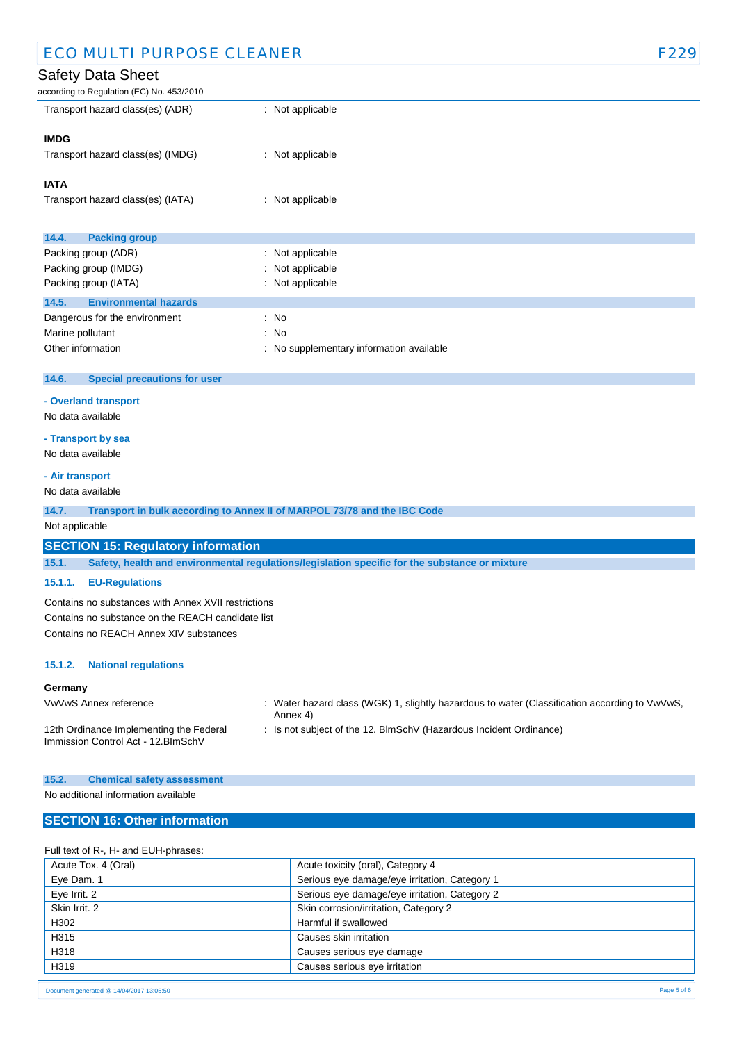| | |
|---|---|
| Transport hazard class(es) (ADR) | : Not applicable |

**IMDG**

| | |
|---|---|
| Transport hazard class(es) (IMDG) | : Not applicable |

**IATA**

| | |
|---|---|
| Transport hazard class(es) (IATA) | : Not applicable |

### 14.4. Packing group

| | |
|---|---|
| Packing group (ADR) | : Not applicable |
| Packing group (IMDG) | : Not applicable |
| Packing group (IATA) | : Not applicable |

### 14.5. Environmental hazards

| | |
|---|---|
| Dangerous for the environment | : No |
| Marine pollutant | : No |
| Other information | : No supplementary information available |

### 14.6. Special precautions for user

**- Overland transport**

No data available

**- Transport by sea**

No data available

**- Air transport**

No data available

### 14.7. Transport in bulk according to Annex II of MARPOL 73/78 and the IBC Code

Not applicable

## SECTION 15: Regulatory information

### 15.1. Safety, health and environmental regulations/legislation specific for the substance or mixture

#### 15.1.1. EU-Regulations

Contains no substances with Annex XVII restrictions
Contains no substance on the REACH candidate list
Contains no REACH Annex XIV substances

#### 15.1.2. National regulations

**Germany**

| | |
|---|---|
| VwVwS Annex reference | : Water hazard class (WGK) 1, slightly hazardous to water (Classification according to VwVwS, Annex 4) |
| 12th Ordinance Implementing the Federal Immission Control Act - 12.BImSchV | : Is not subject of the 12. BlmSchV (Hazardous Incident Ordinance) |

### 15.2. Chemical safety assessment

No additional information available

## SECTION 16: Other information

Full text of R-, H- and EUH-phrases:

| | |
|---|---|
| Acute Tox. 4 (Oral) | Acute toxicity (oral), Category 4 |
| Eye Dam. 1 | Serious eye damage/eye irritation, Category 1 |
| Eye Irrit. 2 | Serious eye damage/eye irritation, Category 2 |
| Skin Irrit. 2 | Skin corrosion/irritation, Category 2 |
| H302 | Harmful if swallowed |
| H315 | Causes skin irritation |
| H318 | Causes serious eye damage |
| H319 | Causes serious eye irritation |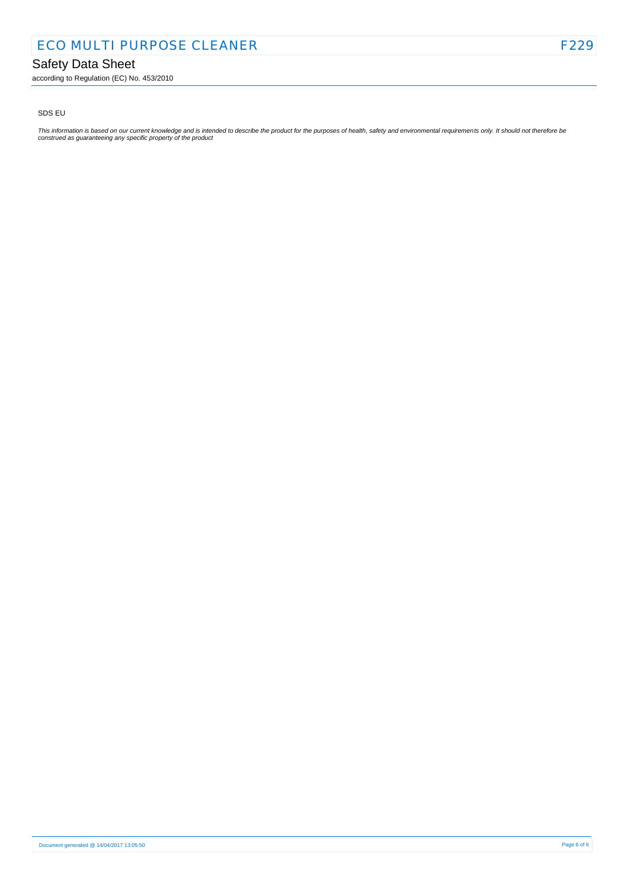SDS EU

*This information is based on our current knowledge and is intended to describe the product for the purposes of health, safety and environmental requirements only. It should not therefore be construed as guaranteeing any specific property of the product*